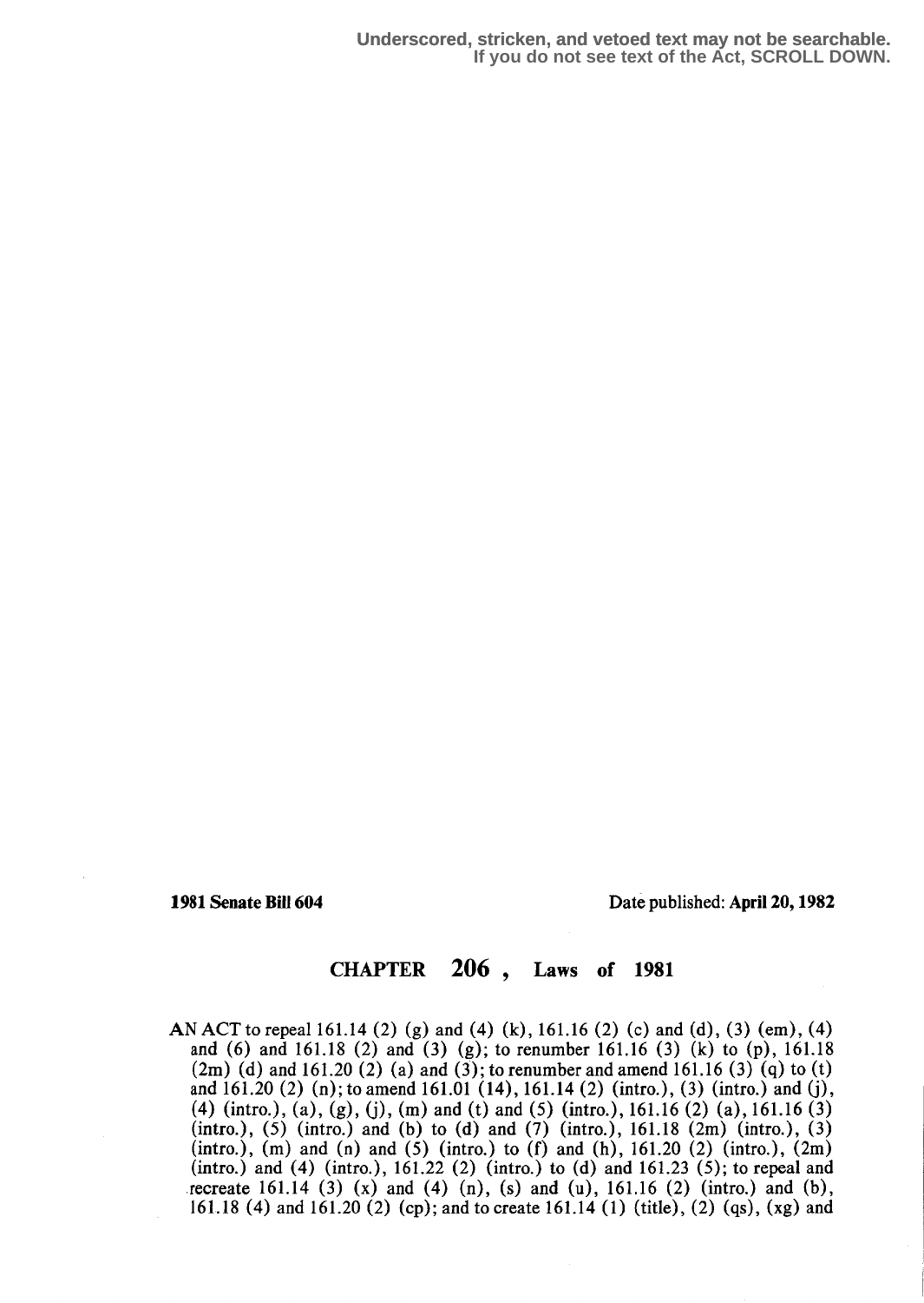Underscored, stricken, and vetoed text may not be searchable.
If you do not see text of the Act, SCROLL DOWN.

**1981 Senate Bill 604** Date published: **April 20, 1982**

## CHAPTER 206 , Laws of 1981

AN ACT to repeal 161.14 (2) (g) and (4) (k), 161.16 (2) (c) and (d), (3) (em), (4) and (6) and 161.18 (2) and (3) (g); to renumber 161.16 (3) (k) to (p), 161.18 (2m) (d) and 161.20 (2) (a) and (3); to renumber and amend 161.16 (3) (q) to (t) and 161.20 (2) (n); to amend 161.01 (14), 161.14 (2) (intro.), (3) (intro.) and (j), (4) (intro.), (a), (g), (j), (m) and (t) and (5) (intro.), 161.16 (2) (a), 161.16 (3) (intro.), (5) (intro.) and (b) to (d) and (7) (intro.), 161.18 (2m) (intro.), (3) (intro.), (m) and (n) and (5) (intro.) to (f) and (h), 161.20 (2) (intro.), (2m) (intro.) and (4) (intro.), 161.22 (2) (intro.) to (d) and 161.23 (5); to repeal and recreate 161.14 (3) (x) and (4) (n), (s) and (u), 161.16 (2) (intro.) and (b), 161.18 (4) and 161.20 (2) (cp); and to create 161.14 (1) (title), (2) (qs), (xg) and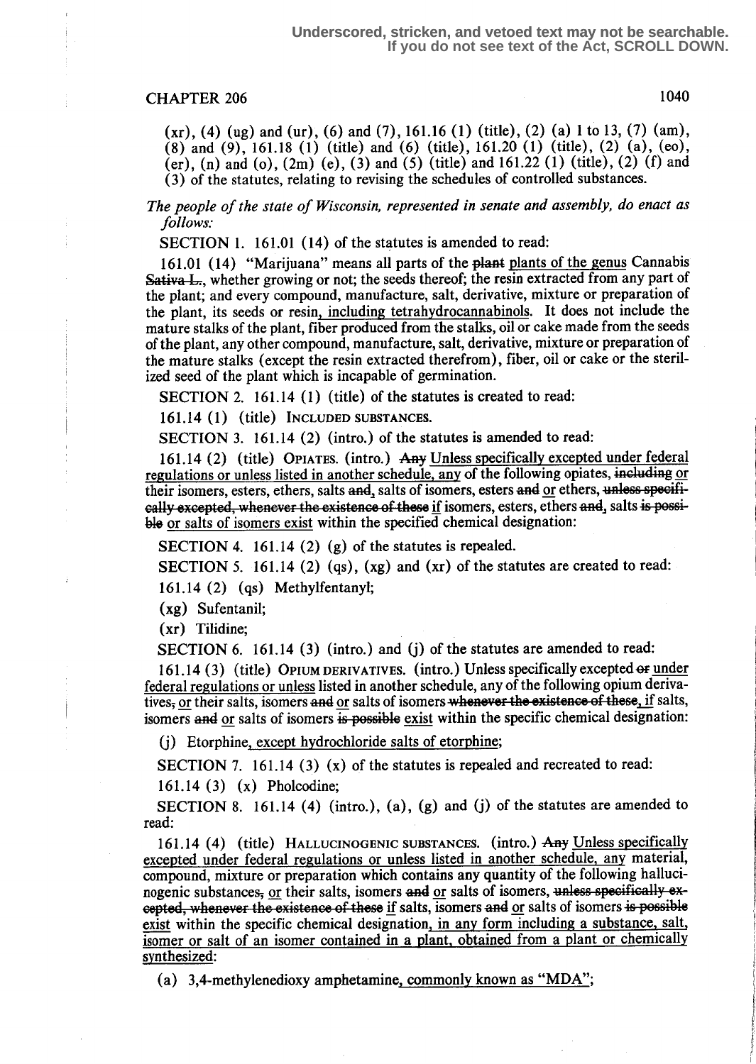Underscored, stricken, and vetoed text may not be searchable.
If you do not see text of the Act, SCROLL DOWN.

(xr), (4) (ug) and (ur), (6) and (7), 161.16 (1) (title), (2) (a) 1 to 13, (7) (am), (8) and (9), 161.18 (1) (title) and (6) (title), 161.20 (1) (title), (2) (a), (eo), (er), (n) and (o), (2m) (e), (3) and (5) (title) and 161.22 (1) (title), (2) (f) and (3) of the statutes, relating to revising the schedules of controlled substances.

*The people of the state of Wisconsin, represented in senate and assembly, do enact as follows:*

SECTION 1. 161.01 (14) of the statutes is amended to read:

161.01 (14) "Marijuana" means all parts of the ~~plant~~ plants of the genus Cannabis ~~Sativa L.~~, whether growing or not; the seeds thereof; the resin extracted from any part of the plant; and every compound, manufacture, salt, derivative, mixture or preparation of the plant, its seeds or resin, including tetrahydrocannabinols. It does not include the mature stalks of the plant, fiber produced from the stalks, oil or cake made from the seeds of the plant, any other compound, manufacture, salt, derivative, mixture or preparation of the mature stalks (except the resin extracted therefrom), fiber, oil or cake or the sterilized seed of the plant which is incapable of germination.

SECTION 2. 161.14 (1) (title) of the statutes is created to read:

161.14 (1) (title) INCLUDED SUBSTANCES.

SECTION 3. 161.14 (2) (intro.) of the statutes is amended to read:

161.14 (2) (title) OPIATES. (intro.) ~~Any~~ Unless specifically excepted under federal regulations or unless listed in another schedule, any of the following opiates, ~~including~~ or their isomers, esters, ethers, salts ~~and~~, salts of isomers, esters ~~and~~ or ethers, ~~unless specifically excepted, whenever the existence of these~~ if isomers, esters, ethers ~~and~~, salts ~~is possible~~ or salts of isomers exist within the specified chemical designation:

SECTION 4. 161.14 (2) (g) of the statutes is repealed.

SECTION 5. 161.14 (2) (qs), (xg) and (xr) of the statutes are created to read:

161.14 (2) (qs) Methylfentanyl;

(xg) Sufentanil;

(xr) Tilidine;

SECTION 6. 161.14 (3) (intro.) and (j) of the statutes are amended to read:

161.14 (3) (title) OPIUM DERIVATIVES. (intro.) Unless specifically excepted ~~or~~ under federal regulations or unless listed in another schedule, any of the following opium derivatives~~,~~ or their salts, isomers ~~and~~ or salts of isomers ~~whenever the existence of these~~, if salts, isomers ~~and~~ or salts of isomers ~~is possible~~ exist within the specific chemical designation:

(j) Etorphine, except hydrochloride salts of etorphine;

SECTION 7. 161.14 (3) (x) of the statutes is repealed and recreated to read:

161.14 (3) (x) Pholcodine;

SECTION 8. 161.14 (4) (intro.), (a), (g) and (j) of the statutes are amended to read:

161.14 (4) (title) HALLUCINOGENIC SUBSTANCES. (intro.) ~~Any~~ Unless specifically excepted under federal regulations or unless listed in another schedule, any material, compound, mixture or preparation which contains any quantity of the following hallucinogenic substances~~,~~ or their salts, isomers ~~and~~ or salts of isomers, ~~unless specifically excepted, whenever the existence of these~~ if salts, isomers ~~and~~ or salts of isomers ~~is possible~~ exist within the specific chemical designation, in any form including a substance, salt, isomer or salt of an isomer contained in a plant, obtained from a plant or chemically synthesized:

(a) 3,4-methylenedioxy amphetamine, commonly known as "MDA";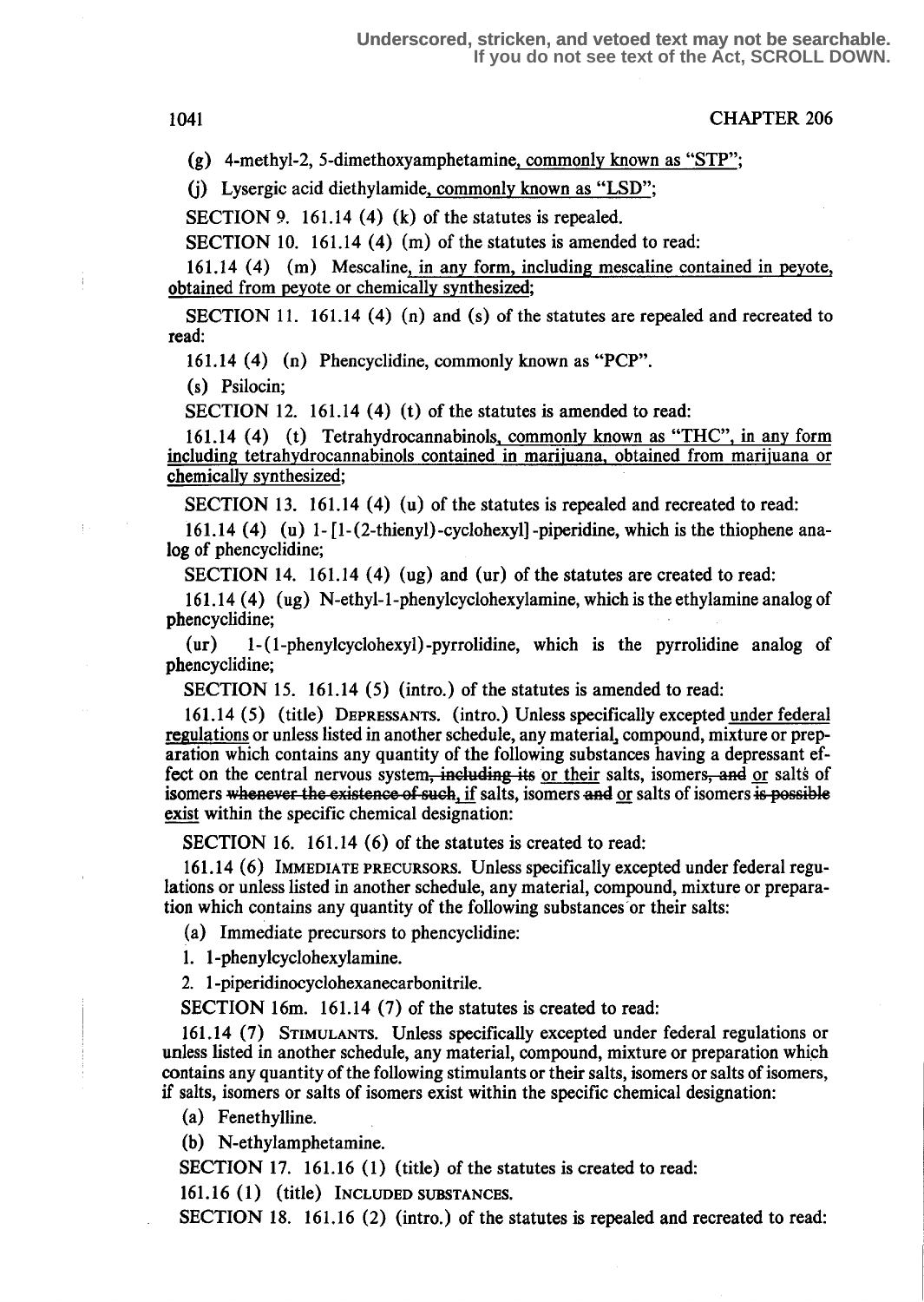(g) 4-methyl-2, 5-dimethoxyamphetamine, commonly known as "STP";

(j) Lysergic acid diethylamide, commonly known as "LSD";

SECTION 9. 161.14 (4) (k) of the statutes is repealed.

SECTION 10. 161.14 (4) (m) of the statutes is amended to read:

161.14 (4) (m) Mescaline, in any form, including mescaline contained in peyote, obtained from peyote or chemically synthesized;

SECTION 11. 161.14 (4) (n) and (s) of the statutes are repealed and recreated to read:

161.14 (4) (n) Phencyclidine, commonly known as "PCP".

(s) Psilocin;

SECTION 12. 161.14 (4) (t) of the statutes is amended to read:

161.14 (4) (t) Tetrahydrocannabinols, commonly known as "THC", in any form including tetrahydrocannabinols contained in marijuana, obtained from marijuana or chemically synthesized;

SECTION 13. 161.14 (4) (u) of the statutes is repealed and recreated to read:

161.14 (4) (u) 1-[1-(2-thienyl)-cyclohexyl]-piperidine, which is the thiophene analog of phencyclidine;

SECTION 14. 161.14 (4) (ug) and (ur) of the statutes are created to read:

161.14 (4) (ug) N-ethyl-1-phenylcyclohexylamine, which is the ethylamine analog of phencyclidine;

(ur) 1-(1-phenylcyclohexyl)-pyrrolidine, which is the pyrrolidine analog of phencyclidine;

SECTION 15. 161.14 (5) (intro.) of the statutes is amended to read:

161.14 (5) (title) DEPRESSANTS. (intro.) Unless specifically excepted under federal regulations or unless listed in another schedule, any material, compound, mixture or preparation which contains any quantity of the following substances having a depressant effect on the central nervous system~~, including its~~ or their salts, isomers~~, and~~ or salts of isomers ~~whenever the existence of such~~, if salts, isomers ~~and~~ or salts of isomers ~~is possible~~ exist within the specific chemical designation:

SECTION 16. 161.14 (6) of the statutes is created to read:

161.14 (6) IMMEDIATE PRECURSORS. Unless specifically excepted under federal regulations or unless listed in another schedule, any material, compound, mixture or preparation which contains any quantity of the following substances or their salts:

(a) Immediate precursors to phencyclidine:

1. 1-phenylcyclohexylamine.

2. 1-piperidinocyclohexanecarbonitrile.

SECTION 16m. 161.14 (7) of the statutes is created to read:

161.14 (7) STIMULANTS. Unless specifically excepted under federal regulations or unless listed in another schedule, any material, compound, mixture or preparation which contains any quantity of the following stimulants or their salts, isomers or salts of isomers, if salts, isomers or salts of isomers exist within the specific chemical designation:

(a) Fenethylline.

(b) N-ethylamphetamine.

SECTION 17. 161.16 (1) (title) of the statutes is created to read:

161.16 (1) (title) INCLUDED SUBSTANCES.

SECTION 18. 161.16 (2) (intro.) of the statutes is repealed and recreated to read: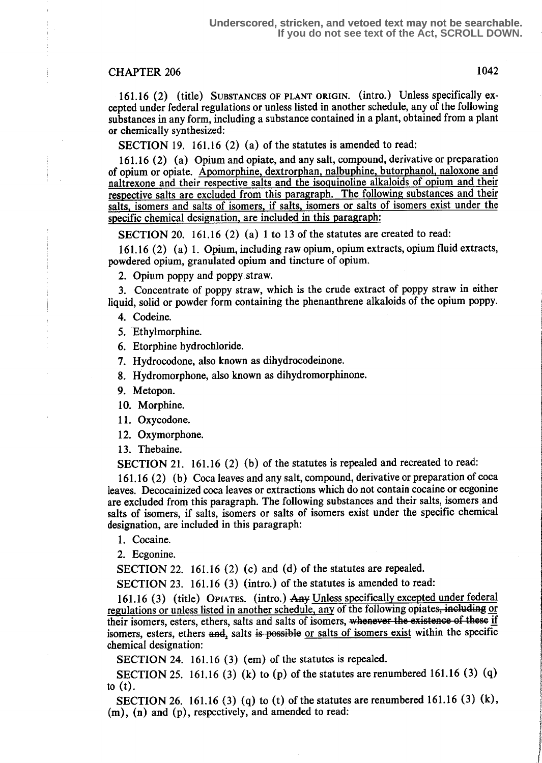161.16 (2) (title) SUBSTANCES OF PLANT ORIGIN. (intro.) Unless specifically excepted under federal regulations or unless listed in another schedule, any of the following substances in any form, including a substance contained in a plant, obtained from a plant or chemically synthesized:

SECTION 19. 161.16 (2) (a) of the statutes is amended to read:

161.16 (2) (a) Opium and opiate, and any salt, compound, derivative or preparation of opium or opiate. <u>Apomorphine, dextrorphan, nalbuphine, butorphanol, naloxone and naltrexone and their respective salts and the isoquinoline alkaloids of opium and their respective salts are excluded from this paragraph. The following substances and their salts, isomers and salts of isomers, if salts, isomers or salts of isomers exist under the specific chemical designation, are included in this paragraph:</u>

SECTION 20. 161.16 (2) (a) 1 to 13 of the statutes are created to read:

161.16 (2) (a) 1. Opium, including raw opium, opium extracts, opium fluid extracts, powdered opium, granulated opium and tincture of opium.

2. Opium poppy and poppy straw.

3. Concentrate of poppy straw, which is the crude extract of poppy straw in either liquid, solid or powder form containing the phenanthrene alkaloids of the opium poppy.

4. Codeine.

5. Ethylmorphine.

6. Etorphine hydrochloride.

7. Hydrocodone, also known as dihydrocodeinone.

8. Hydromorphone, also known as dihydromorphinone.

9. Metopon.

10. Morphine.

11. Oxycodone.

12. Oxymorphone.

13. Thebaine.

SECTION 21. 161.16 (2) (b) of the statutes is repealed and recreated to read:

161.16 (2) (b) Coca leaves and any salt, compound, derivative or preparation of coca leaves. Decocainized coca leaves or extractions which do not contain cocaine or ecgonine are excluded from this paragraph. The following substances and their salts, isomers and salts of isomers, if salts, isomers or salts of isomers exist under the specific chemical designation, are included in this paragraph:

1. Cocaine.

2. Ecgonine.

SECTION 22. 161.16 (2) (c) and (d) of the statutes are repealed.

SECTION 23. 161.16 (3) (intro.) of the statutes is amended to read:

161.16 (3) (title) OPIATES. (intro.) ~~Any~~ <u>Unless specifically excepted under federal regulations or unless listed in another schedule, any</u> of the following opiates~~, including~~ <u>or</u> their isomers, esters, ethers, salts and salts of isomers, ~~whenever the existence of these~~ <u>if</u> isomers, esters, ethers ~~and~~, salts ~~is possible~~ <u>or salts of isomers exist</u> within the specific chemical designation:

SECTION 24. 161.16 (3) (em) of the statutes is repealed.

SECTION 25. 161.16 (3) (k) to (p) of the statutes are renumbered 161.16 (3) (q) to (t).

SECTION 26. 161.16 (3) (q) to (t) of the statutes are renumbered 161.16 (3) (k), (m), (n) and (p), respectively, and amended to read: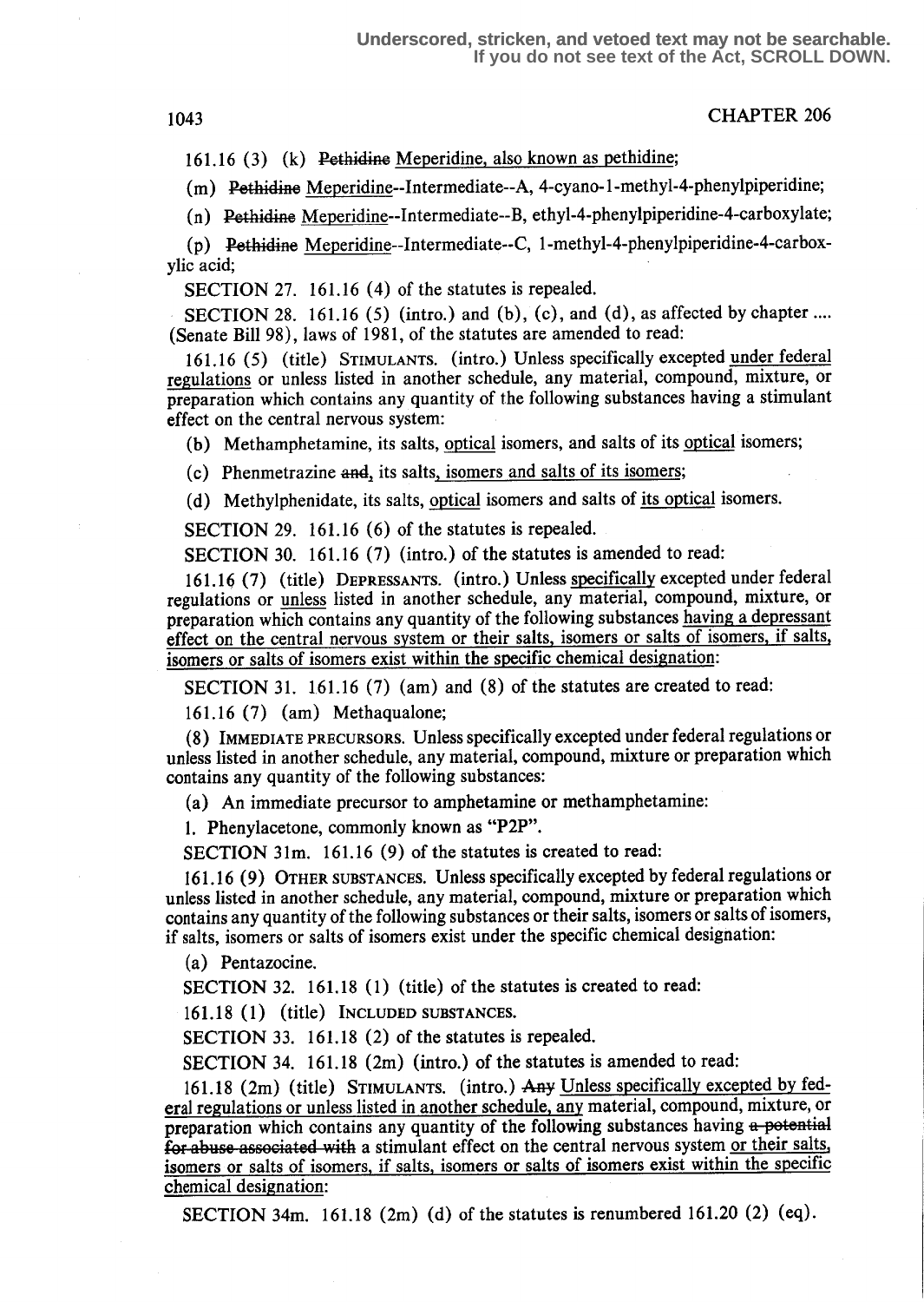161.16 (3) (k) ~~Pethidine~~ Meperidine, also known as pethidine;

(m) ~~Pethidine~~ Meperidine--Intermediate--A, 4-cyano-1-methyl-4-phenylpiperidine;

(n) ~~Pethidine~~ Meperidine--Intermediate--B, ethyl-4-phenylpiperidine-4-carboxylate;

(p) ~~Pethidine~~ Meperidine--Intermediate--C, 1-methyl-4-phenylpiperidine-4-carboxylic acid;

SECTION 27. 161.16 (4) of the statutes is repealed.

SECTION 28. 161.16 (5) (intro.) and (b), (c), and (d), as affected by chapter .... (Senate Bill 98), laws of 1981, of the statutes are amended to read:

161.16 (5) (title) STIMULANTS. (intro.) Unless specifically excepted under federal regulations or unless listed in another schedule, any material, compound, mixture, or preparation which contains any quantity of the following substances having a stimulant effect on the central nervous system:

(b) Methamphetamine, its salts, optical isomers, and salts of its optical isomers;

(c) Phenmetrazine ~~and~~, its salts, isomers and salts of its isomers;

(d) Methylphenidate, its salts, optical isomers and salts of its optical isomers.

SECTION 29. 161.16 (6) of the statutes is repealed.

SECTION 30. 161.16 (7) (intro.) of the statutes is amended to read:

161.16 (7) (title) DEPRESSANTS. (intro.) Unless specifically excepted under federal regulations or unless listed in another schedule, any material, compound, mixture, or preparation which contains any quantity of the following substances having a depressant effect on the central nervous system or their salts, isomers or salts of isomers, if salts, isomers or salts of isomers exist within the specific chemical designation:

SECTION 31. 161.16 (7) (am) and (8) of the statutes are created to read:

161.16 (7) (am) Methaqualone;

(8) IMMEDIATE PRECURSORS. Unless specifically excepted under federal regulations or unless listed in another schedule, any material, compound, mixture or preparation which contains any quantity of the following substances:

(a) An immediate precursor to amphetamine or methamphetamine:

1. Phenylacetone, commonly known as "P2P".

SECTION 31m. 161.16 (9) of the statutes is created to read:

161.16 (9) OTHER SUBSTANCES. Unless specifically excepted by federal regulations or unless listed in another schedule, any material, compound, mixture or preparation which contains any quantity of the following substances or their salts, isomers or salts of isomers, if salts, isomers or salts of isomers exist under the specific chemical designation:

(a) Pentazocine.

SECTION 32. 161.18 (1) (title) of the statutes is created to read:

161.18 (1) (title) INCLUDED SUBSTANCES.

SECTION 33. 161.18 (2) of the statutes is repealed.

SECTION 34. 161.18 (2m) (intro.) of the statutes is amended to read:

161.18 (2m) (title) STIMULANTS. (intro.) ~~Any~~ Unless specifically excepted by federal regulations or unless listed in another schedule, any material, compound, mixture, or preparation which contains any quantity of the following substances having ~~a potential for abuse associated with~~ a stimulant effect on the central nervous system or their salts, isomers or salts of isomers, if salts, isomers or salts of isomers exist within the specific chemical designation:

SECTION 34m. 161.18 (2m) (d) of the statutes is renumbered 161.20 (2) (eq).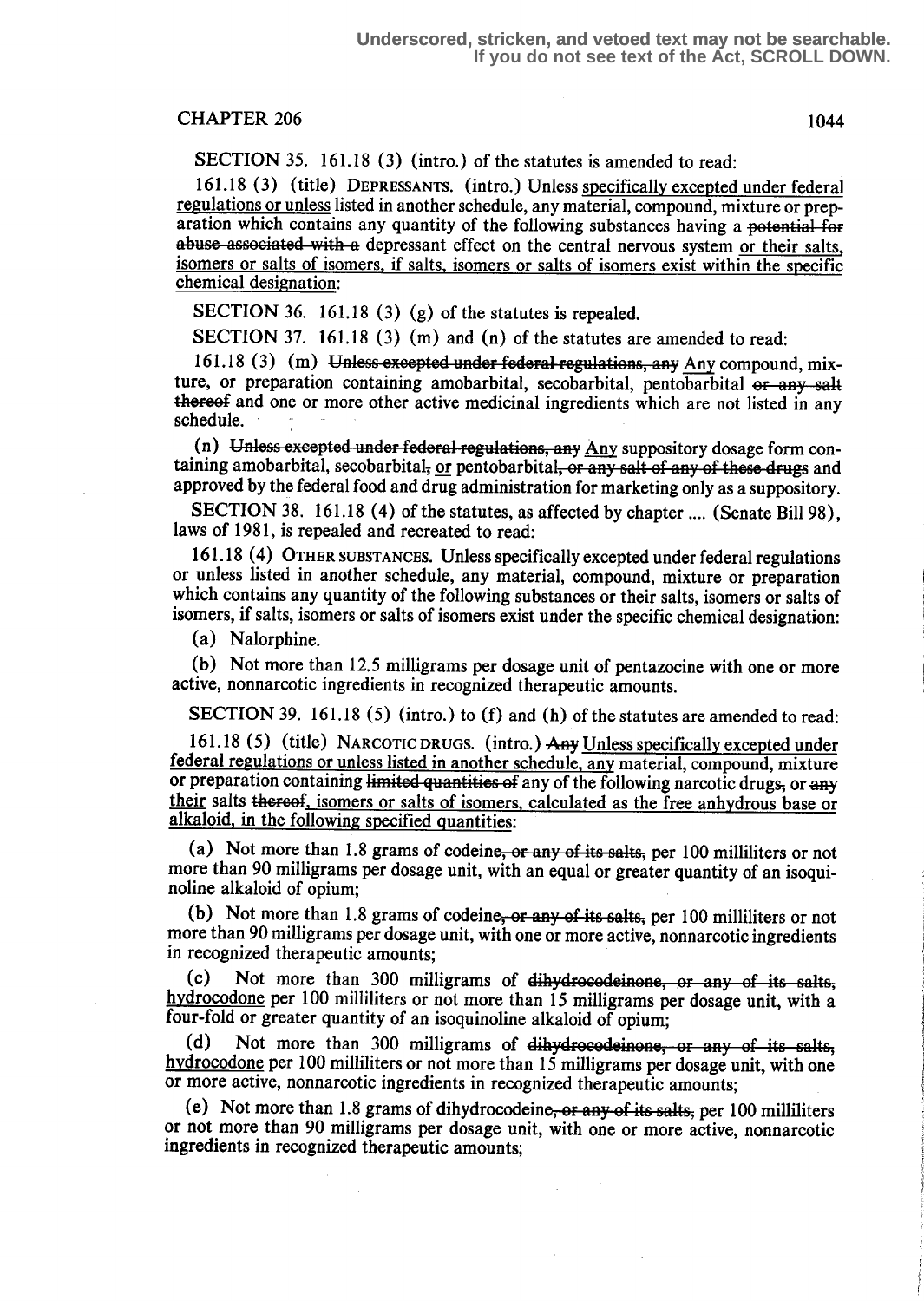SECTION 35. 161.18 (3) (intro.) of the statutes is amended to read:

161.18 (3) (title) DEPRESSANTS. (intro.) Unless specifically excepted under federal regulations or unless listed in another schedule, any material, compound, mixture or preparation which contains any quantity of the following substances having a ~~potential for abuse associated with a~~ depressant effect on the central nervous system or their salts, isomers or salts of isomers, if salts, isomers or salts of isomers exist within the specific chemical designation:

SECTION 36. 161.18 (3) (g) of the statutes is repealed.

SECTION 37. 161.18 (3) (m) and (n) of the statutes are amended to read:

161.18 (3) (m) ~~Unless excepted under federal regulations, any~~ Any compound, mixture, or preparation containing amobarbital, secobarbital, pentobarbital ~~or any salt thereof~~ and one or more other active medicinal ingredients which are not listed in any schedule.

(n) ~~Unless excepted under federal regulations, any~~ Any suppository dosage form containing amobarbital, secobarbital~~,~~ or pentobarbital~~, or any salt of any of these drugs~~ and approved by the federal food and drug administration for marketing only as a suppository.

SECTION 38. 161.18 (4) of the statutes, as affected by chapter .... (Senate Bill 98), laws of 1981, is repealed and recreated to read:

161.18 (4) OTHER SUBSTANCES. Unless specifically excepted under federal regulations or unless listed in another schedule, any material, compound, mixture or preparation which contains any quantity of the following substances or their salts, isomers or salts of isomers, if salts, isomers or salts of isomers exist under the specific chemical designation:

(a) Nalorphine.

(b) Not more than 12.5 milligrams per dosage unit of pentazocine with one or more active, nonnarcotic ingredients in recognized therapeutic amounts.

SECTION 39. 161.18 (5) (intro.) to (f) and (h) of the statutes are amended to read:

161.18 (5) (title) NARCOTIC DRUGS. (intro.) ~~Any~~ Unless specifically excepted under federal regulations or unless listed in another schedule, any material, compound, mixture or preparation containing ~~limited quantities of~~ any of the following narcotic drugs~~,~~ or ~~any~~ their salts ~~thereof~~, isomers or salts of isomers, calculated as the free anhydrous base or alkaloid, in the following specified quantities:

(a) Not more than 1.8 grams of codeine~~, or any of its salts,~~ per 100 milliliters or not more than 90 milligrams per dosage unit, with an equal or greater quantity of an isoquinoline alkaloid of opium;

(b) Not more than 1.8 grams of codeine~~, or any of its salts,~~ per 100 milliliters or not more than 90 milligrams per dosage unit, with one or more active, nonnarcotic ingredients in recognized therapeutic amounts;

(c) Not more than 300 milligrams of ~~dihydrocodeinone, or any of its salts,~~ hydrocodone per 100 milliliters or not more than 15 milligrams per dosage unit, with a four-fold or greater quantity of an isoquinoline alkaloid of opium;

(d) Not more than 300 milligrams of ~~dihydrocodeinone, or any of its salts,~~ hydrocodone per 100 milliliters or not more than 15 milligrams per dosage unit, with one or more active, nonnarcotic ingredients in recognized therapeutic amounts;

(e) Not more than 1.8 grams of dihydrocodeine~~, or any of its salts,~~ per 100 milliliters or not more than 90 milligrams per dosage unit, with one or more active, nonnarcotic ingredients in recognized therapeutic amounts;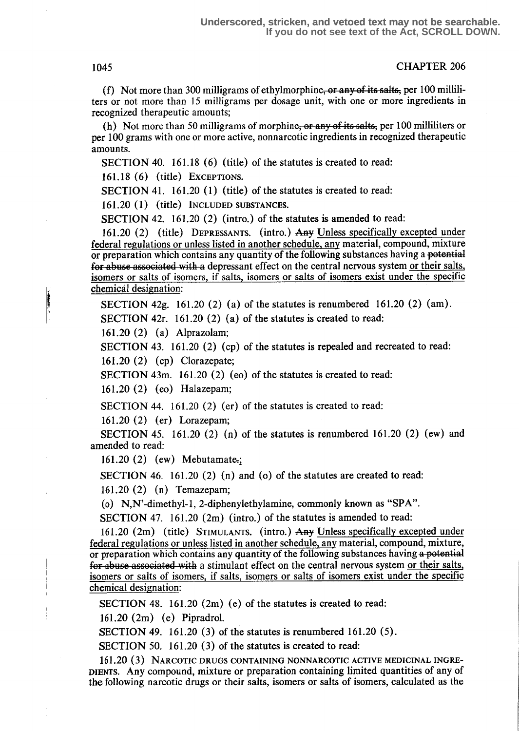(f) Not more than 300 milligrams of ethylmorphine~~, or any of its salts,~~ per 100 milliliters or not more than 15 milligrams per dosage unit, with one or more ingredients in recognized therapeutic amounts;

(h) Not more than 50 milligrams of morphine~~, or any of its salts,~~ per 100 milliliters or per 100 grams with one or more active, nonnarcotic ingredients in recognized therapeutic amounts.

SECTION 40. 161.18 (6) (title) of the statutes is created to read:

161.18 (6) (title) EXCEPTIONS.

SECTION 41. 161.20 (1) (title) of the statutes is created to read:

161.20 (1) (title) INCLUDED SUBSTANCES.

SECTION 42. 161.20 (2) (intro.) of the statutes is amended to read:

161.20 (2) (title) DEPRESSANTS. (intro.) ~~Any~~ <u>Unless specifically excepted under federal regulations or unless listed in another schedule, any</u> material, compound, mixture or preparation which contains any quantity of the following substances having a ~~potential for abuse associated with a~~ depressant effect on the central nervous system <u>or their salts, isomers or salts of isomers, if salts, isomers or salts of isomers exist under the specific chemical designation</u>:

SECTION 42g. 161.20 (2) (a) of the statutes is renumbered 161.20 (2) (am).

SECTION 42r. 161.20 (2) (a) of the statutes is created to read:

161.20 (2) (a) Alprazolam;

SECTION 43. 161.20 (2) (cp) of the statutes is repealed and recreated to read:

161.20 (2) (cp) Clorazepate;

SECTION 43m. 161.20 (2) (eo) of the statutes is created to read:

161.20 (2) (eo) Halazepam;

SECTION 44. 161.20 (2) (er) of the statutes is created to read:

161.20 (2) (er) Lorazepam;

SECTION 45. 161.20 (2) (n) of the statutes is renumbered 161.20 (2) (ew) and amended to read:

161.20 (2) (ew) Mebutamate~~.~~<u>;</u>

SECTION 46. 161.20 (2) (n) and (o) of the statutes are created to read:

161.20 (2) (n) Temazepam;

(o) N,N'-dimethyl-1, 2-diphenylethylamine, commonly known as "SPA".

SECTION 47. 161.20 (2m) (intro.) of the statutes is amended to read:

161.20 (2m) (title) STIMULANTS. (intro.) ~~Any~~ <u>Unless specifically excepted under federal regulations or unless listed in another schedule, any</u> material, compound, mixture, or preparation which contains any quantity of the following substances having ~~a potential for abuse associated with~~ a stimulant effect on the central nervous system <u>or their salts, isomers or salts of isomers, if salts, isomers or salts of isomers exist under the specific chemical designation</u>:

SECTION 48. 161.20 (2m) (e) of the statutes is created to read:

161.20 (2m) (e) Pipradrol.

SECTION 49. 161.20 (3) of the statutes is renumbered 161.20 (5).

SECTION 50. 161.20 (3) of the statutes is created to read:

161.20 (3) NARCOTIC DRUGS CONTAINING NONNARCOTIC ACTIVE MEDICINAL INGREDIENTS. Any compound, mixture or preparation containing limited quantities of any of the following narcotic drugs or their salts, isomers or salts of isomers, calculated as the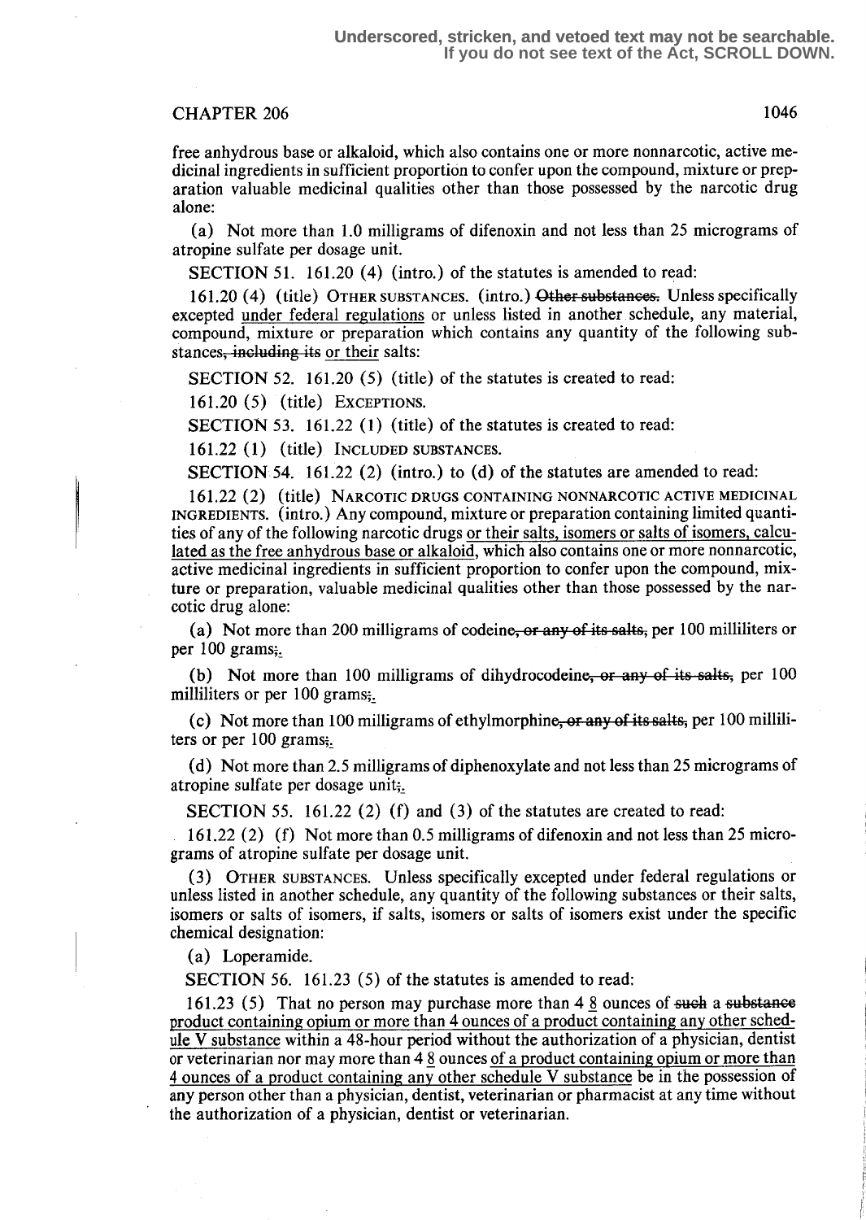free anhydrous base or alkaloid, which also contains one or more nonnarcotic, active medicinal ingredients in sufficient proportion to confer upon the compound, mixture or preparation valuable medicinal qualities other than those possessed by the narcotic drug alone:

(a) Not more than 1.0 milligrams of difenoxin and not less than 25 micrograms of atropine sulfate per dosage unit.

SECTION 51. 161.20 (4) (intro.) of the statutes is amended to read:

161.20 (4) (title) OTHER SUBSTANCES. (intro.) ~~Other substances.~~ Unless specifically excepted under federal regulations or unless listed in another schedule, any material, compound, mixture or preparation which contains any quantity of the following substances~~, including its~~ or their salts:

SECTION 52. 161.20 (5) (title) of the statutes is created to read:

161.20 (5) (title) EXCEPTIONS.

SECTION 53. 161.22 (1) (title) of the statutes is created to read:

161.22 (1) (title) INCLUDED SUBSTANCES.

SECTION 54. 161.22 (2) (intro.) to (d) of the statutes are amended to read:

161.22 (2) (title) NARCOTIC DRUGS CONTAINING NONNARCOTIC ACTIVE MEDICINAL INGREDIENTS. (intro.) Any compound, mixture or preparation containing limited quantities of any of the following narcotic drugs or their salts, isomers or salts of isomers, calculated as the free anhydrous base or alkaloid, which also contains one or more nonnarcotic, active medicinal ingredients in sufficient proportion to confer upon the compound, mixture or preparation, valuable medicinal qualities other than those possessed by the narcotic drug alone:

(a) Not more than 200 milligrams of codeine~~, or any of its salts,~~ per 100 milliliters or per 100 grams~~;~~.

(b) Not more than 100 milligrams of dihydrocodeine~~, or any of its salts,~~ per 100 milliliters or per 100 grams~~;~~.

(c) Not more than 100 milligrams of ethylmorphine~~, or any of its salts,~~ per 100 milliliters or per 100 grams~~;~~.

(d) Not more than 2.5 milligrams of diphenoxylate and not less than 25 micrograms of atropine sulfate per dosage unit~~;~~.

SECTION 55. 161.22 (2) (f) and (3) of the statutes are created to read:

161.22 (2) (f) Not more than 0.5 milligrams of difenoxin and not less than 25 micrograms of atropine sulfate per dosage unit.

(3) OTHER SUBSTANCES. Unless specifically excepted under federal regulations or unless listed in another schedule, any quantity of the following substances or their salts, isomers or salts of isomers, if salts, isomers or salts of isomers exist under the specific chemical designation:

(a) Loperamide.

SECTION 56. 161.23 (5) of the statutes is amended to read:

161.23 (5) That no person may purchase more than ~~4~~ 8 ounces of ~~such~~ a ~~substance~~ product containing opium or more than 4 ounces of a product containing any other schedule V substance within a 48-hour period without the authorization of a physician, dentist or veterinarian nor may more than ~~4~~ 8 ounces of a product containing opium or more than 4 ounces of a product containing any other schedule V substance be in the possession of any person other than a physician, dentist, veterinarian or pharmacist at any time without the authorization of a physician, dentist or veterinarian.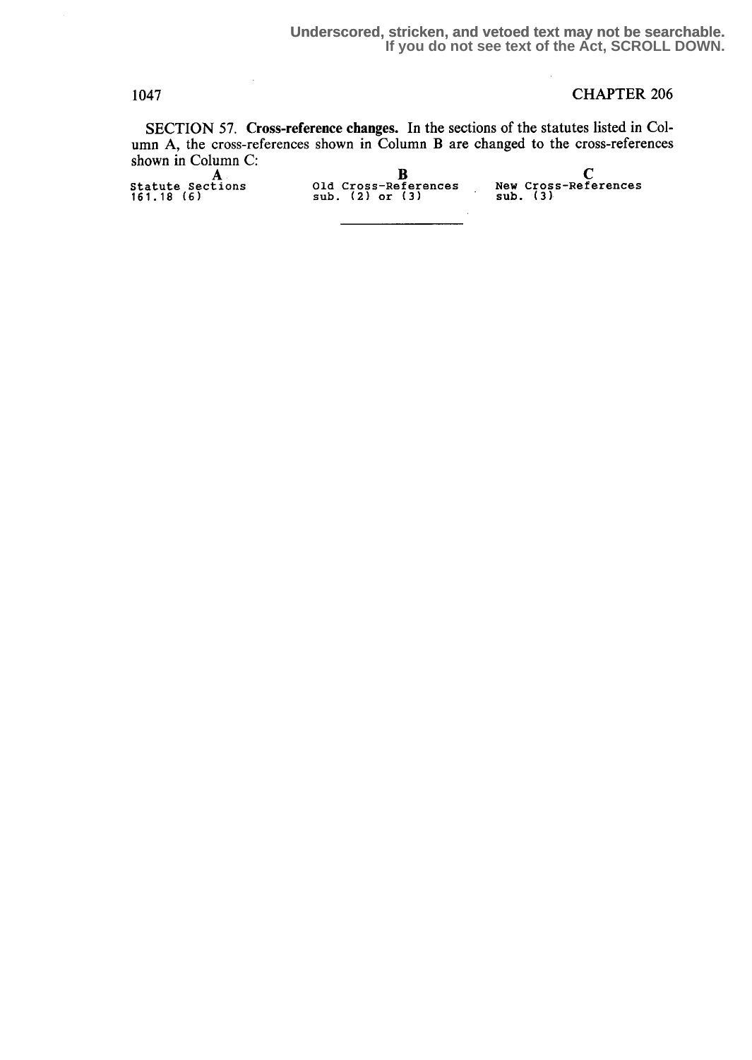Underscored, stricken, and vetoed text may not be searchable.
If you do not see text of the Act, SCROLL DOWN.

SECTION 57. **Cross-reference changes.** In the sections of the statutes listed in Column A, the cross-references shown in Column B are changed to the cross-references shown in Column C:

| A | B | C |
|---|---|---|
| Statute Sections | Old Cross-References | New Cross-References |
| 161.18 (6) | sub. (2) or (3) | sub. (3) |